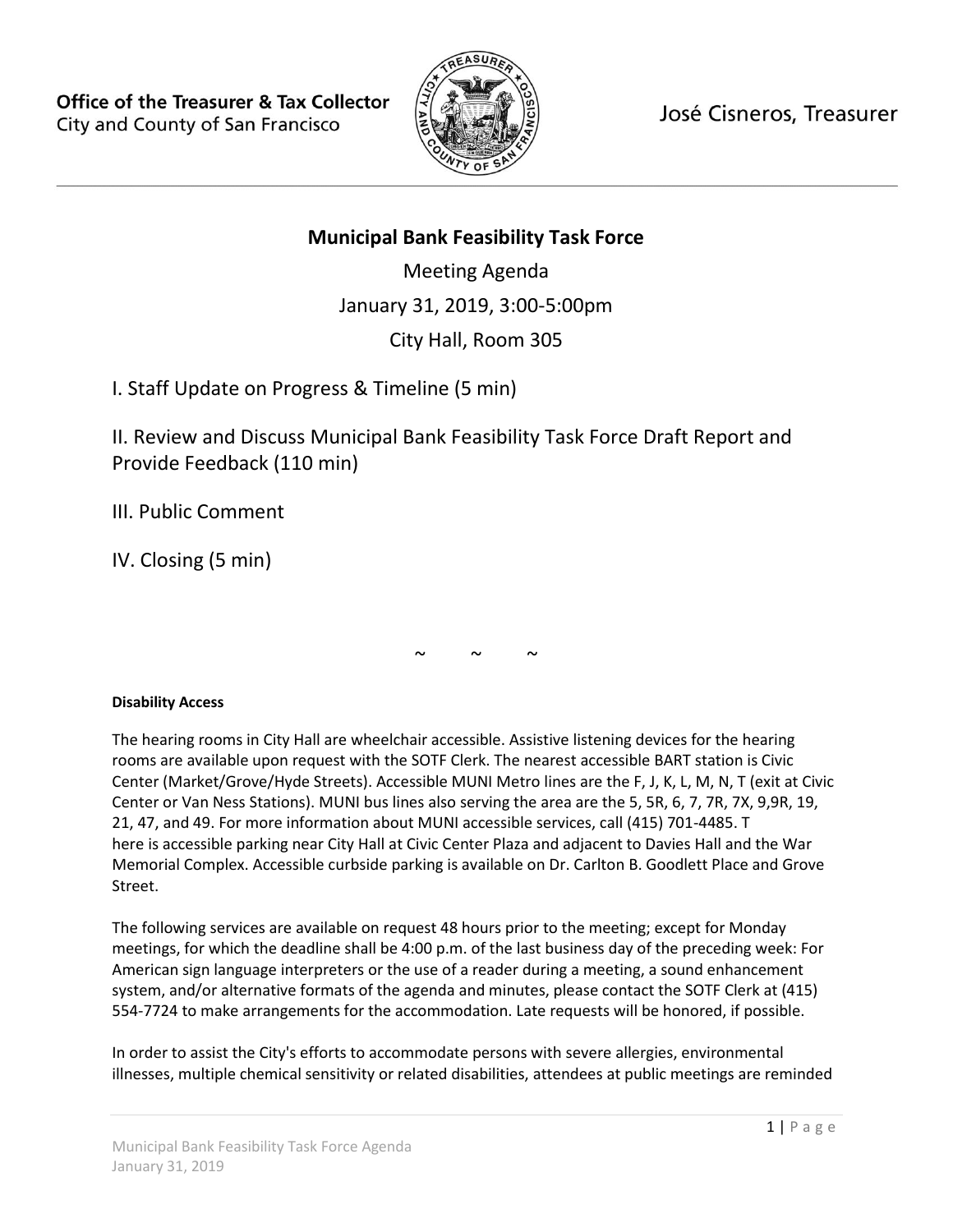Office of the Treasurer & Tax Collector
City and County of San Francisco

José Cisneros, Treasurer

---

# Municipal Bank Feasibility Task Force

Meeting Agenda

January 31, 2019, 3:00-5:00pm

City Hall, Room 305

I. Staff Update on Progress & Timeline (5 min)

II. Review and Discuss Municipal Bank Feasibility Task Force Draft Report and Provide Feedback (110 min)

III. Public Comment

IV. Closing (5 min)

~ ~ ~

**Disability Access**

The hearing rooms in City Hall are wheelchair accessible. Assistive listening devices for the hearing rooms are available upon request with the SOTF Clerk. The nearest accessible BART station is Civic Center (Market/Grove/Hyde Streets). Accessible MUNI Metro lines are the F, J, K, L, M, N, T (exit at Civic Center or Van Ness Stations). MUNI bus lines also serving the area are the 5, 5R, 6, 7, 7R, 7X, 9,9R, 19, 21, 47, and 49. For more information about MUNI accessible services, call (415) 701-4485. There is accessible parking near City Hall at Civic Center Plaza and adjacent to Davies Hall and the War Memorial Complex. Accessible curbside parking is available on Dr. Carlton B. Goodlett Place and Grove Street.

The following services are available on request 48 hours prior to the meeting; except for Monday meetings, for which the deadline shall be 4:00 p.m. of the last business day of the preceding week: For American sign language interpreters or the use of a reader during a meeting, a sound enhancement system, and/or alternative formats of the agenda and minutes, please contact the SOTF Clerk at (415) 554-7724 to make arrangements for the accommodation. Late requests will be honored, if possible.

In order to assist the City's efforts to accommodate persons with severe allergies, environmental illnesses, multiple chemical sensitivity or related disabilities, attendees at public meetings are reminded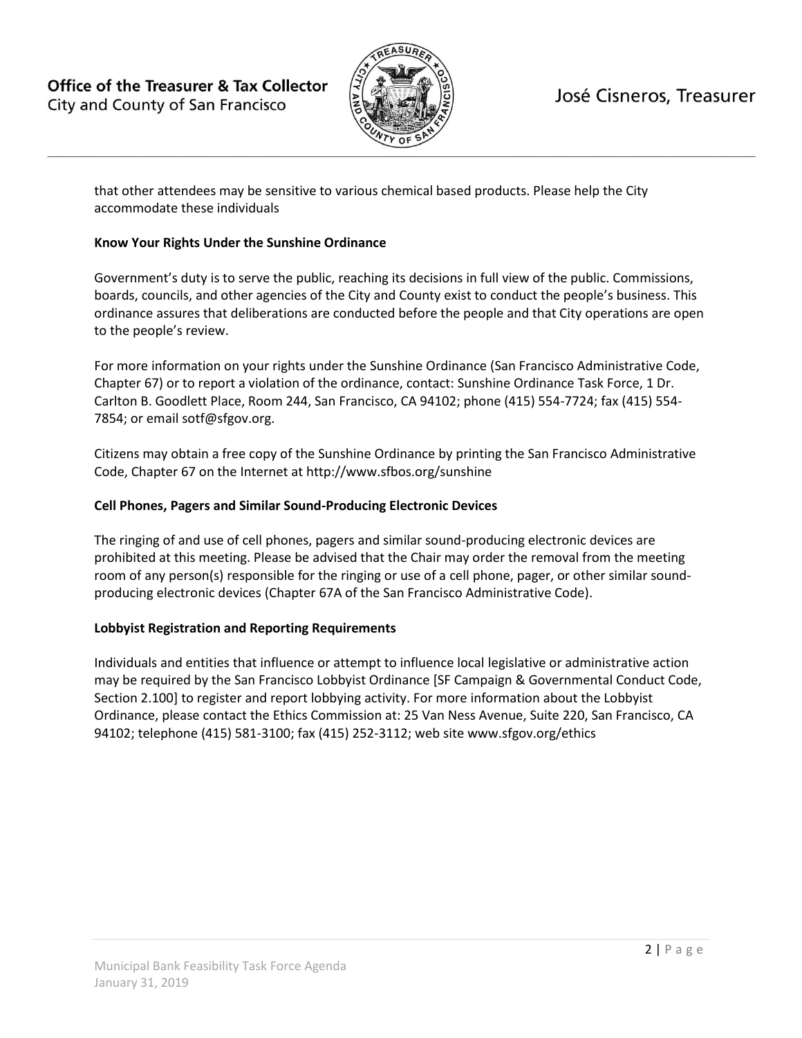that other attendees may be sensitive to various chemical based products. Please help the City accommodate these individuals

**Know Your Rights Under the Sunshine Ordinance**

Government's duty is to serve the public, reaching its decisions in full view of the public. Commissions, boards, councils, and other agencies of the City and County exist to conduct the people's business. This ordinance assures that deliberations are conducted before the people and that City operations are open to the people's review.

For more information on your rights under the Sunshine Ordinance (San Francisco Administrative Code, Chapter 67) or to report a violation of the ordinance, contact: Sunshine Ordinance Task Force, 1 Dr. Carlton B. Goodlett Place, Room 244, San Francisco, CA 94102; phone (415) 554-7724; fax (415) 554-7854; or email sotf@sfgov.org.

Citizens may obtain a free copy of the Sunshine Ordinance by printing the San Francisco Administrative Code, Chapter 67 on the Internet at http://www.sfbos.org/sunshine

**Cell Phones, Pagers and Similar Sound-Producing Electronic Devices**

The ringing of and use of cell phones, pagers and similar sound-producing electronic devices are prohibited at this meeting. Please be advised that the Chair may order the removal from the meeting room of any person(s) responsible for the ringing or use of a cell phone, pager, or other similar sound-producing electronic devices (Chapter 67A of the San Francisco Administrative Code).

**Lobbyist Registration and Reporting Requirements**

Individuals and entities that influence or attempt to influence local legislative or administrative action may be required by the San Francisco Lobbyist Ordinance [SF Campaign & Governmental Conduct Code, Section 2.100] to register and report lobbying activity. For more information about the Lobbyist Ordinance, please contact the Ethics Commission at: 25 Van Ness Avenue, Suite 220, San Francisco, CA 94102; telephone (415) 581-3100; fax (415) 252-3112; web site www.sfgov.org/ethics